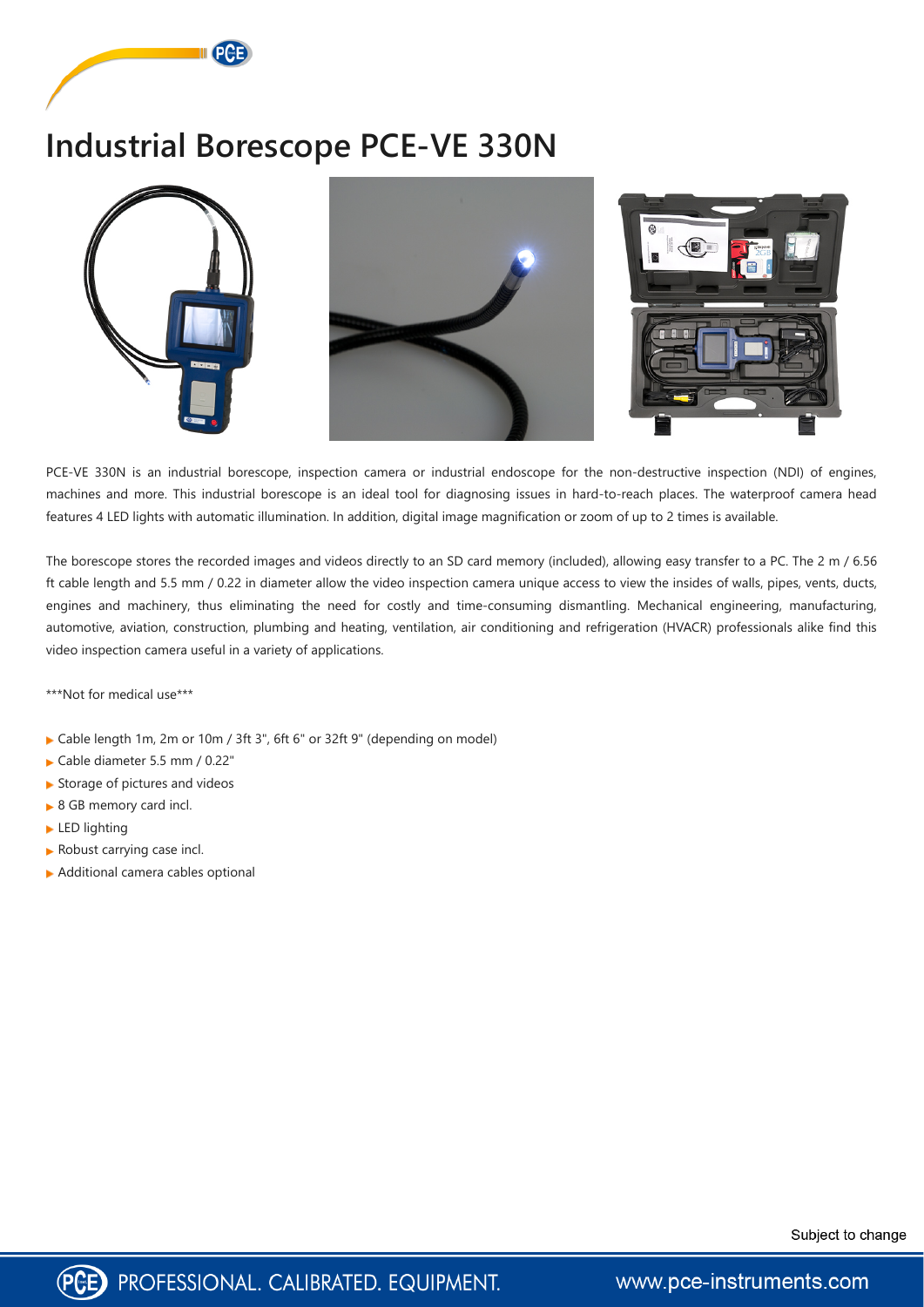# Industrial Borescope PCE-VE 330N

PCE-VE 330N is an industrial borescope, inspection camera or industrial endoscope for the non-destructive inspection (NDI) of engines, machines and more. This industrial borescope is an ideal tool for diagnosing issues in hard-to-reach places. The waterproof camera head features 4 LED lights with automatic illumination. In addition, digital image magnification or zoom of up to 2 times is available.

The borescope stores the recorded images and videos directly to an SD card memory (included), allowing easy transfer to a PC. The 2 m / 6.56 ft cable length and 5.5 mm / 0.22 in diameter allow the video inspection camera unique access to view the insides of walls, pipes, vents, ducts, engines and machinery, thus eliminating the need for costly and time-consuming dismantling. Mechanical engineering, manufacturing, automotive, aviation, construction, plumbing and heating, ventilation, air conditioning and refrigeration (HVACR) professionals alike find this video inspection camera useful in a variety of applications.

***Not for medical use***

- Cable length 1m, 2m or 10m / 3ft 3", 6ft 6" or 32ft 9" (depending on model)
- Cable diameter 5.5 mm / 0.22"
- Storage of pictures and videos
- 8 GB memory card incl.
- LED lighting
- Robust carrying case incl.
- Additional camera cables optional

Subject to change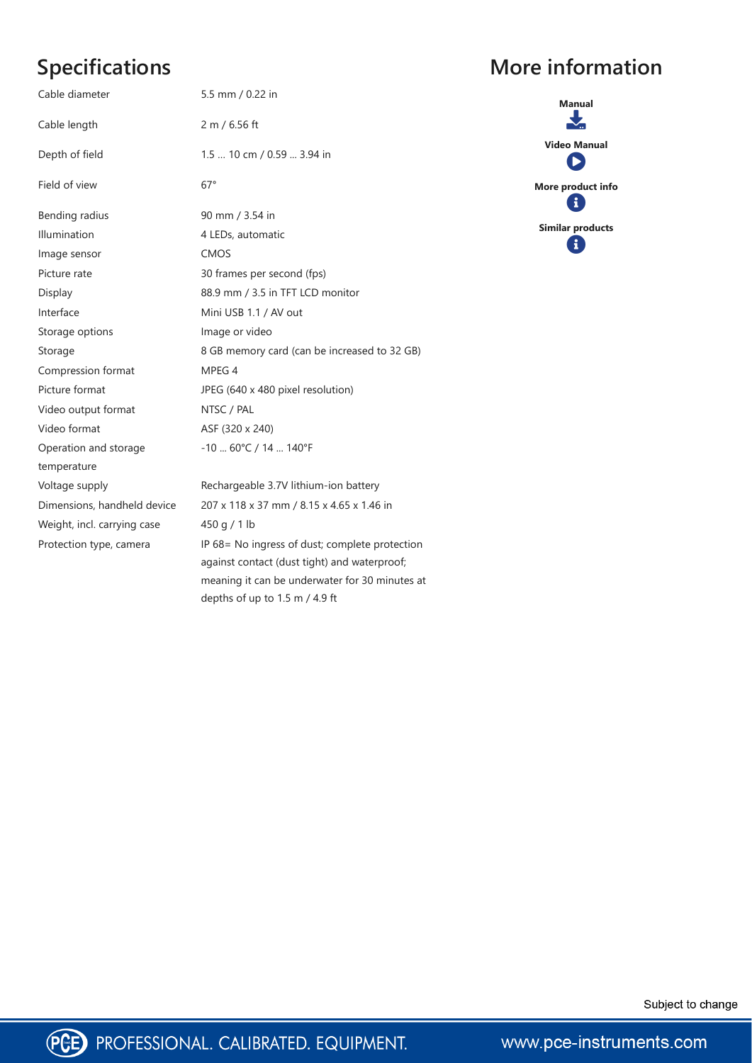## Specifications

| | |
|---|---|
| Cable diameter | 5.5 mm / 0.22 in |
| Cable length | 2 m / 6.56 ft |
| Depth of field | 1.5 … 10 cm / 0.59 … 3.94 in |
| Field of view | 67° |
| Bending radius | 90 mm / 3.54 in |
| Illumination | 4 LEDs, automatic |
| Image sensor | CMOS |
| Picture rate | 30 frames per second (fps) |
| Display | 88.9 mm / 3.5 in TFT LCD monitor |
| Interface | Mini USB 1.1 / AV out |
| Storage options | Image or video |
| Storage | 8 GB memory card (can be increased to 32 GB) |
| Compression format | MPEG 4 |
| Picture format | JPEG (640 x 480 pixel resolution) |
| Video output format | NTSC / PAL |
| Video format | ASF (320 x 240) |
| Operation and storage temperature | -10 … 60°C / 14 … 140°F |
| Voltage supply | Rechargeable 3.7V lithium-ion battery |
| Dimensions, handheld device | 207 x 118 x 37 mm / 8.15 x 4.65 x 1.46 in |
| Weight, incl. carrying case | 450 g / 1 lb |
| Protection type, camera | IP 68= No ingress of dust; complete protection against contact (dust tight) and waterproof; meaning it can be underwater for 30 minutes at depths of up to 1.5 m / 4.9 ft |

## More information

**Manual**

**Video Manual**

**More product info**

**Similar products**

Subject to change